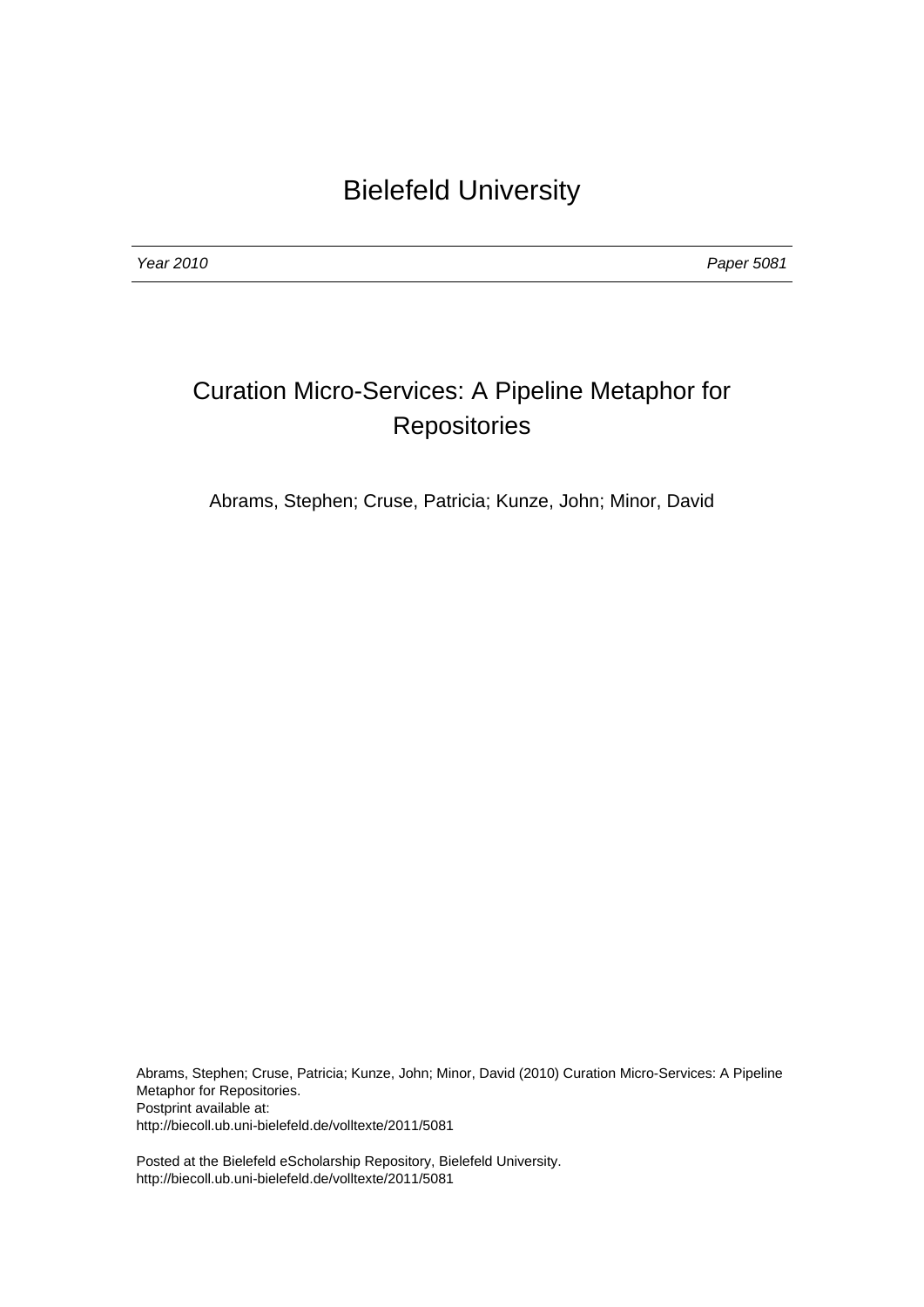# Bielefeld University

*Year 2010* *Paper 5081*

## Curation Micro-Services: A Pipeline Metaphor for Repositories

Abrams, Stephen; Cruse, Patricia; Kunze, John; Minor, David

Abrams, Stephen; Cruse, Patricia; Kunze, John; Minor, David (2010) Curation Micro-Services: A Pipeline Metaphor for Repositories.
Postprint available at:
http://biecoll.ub.uni-bielefeld.de/volltexte/2011/5081

Posted at the Bielefeld eScholarship Repository, Bielefeld University.
http://biecoll.ub.uni-bielefeld.de/volltexte/2011/5081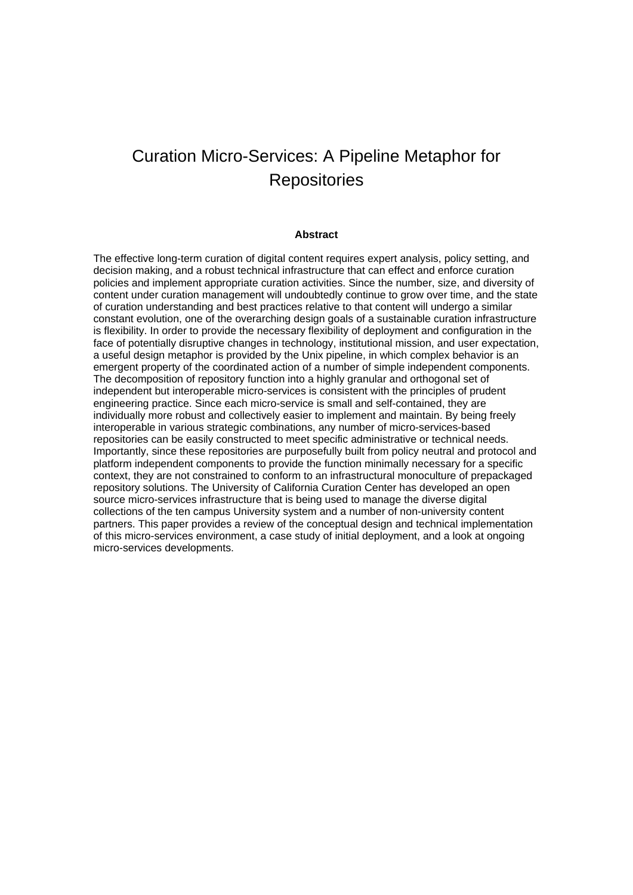# Curation Micro-Services: A Pipeline Metaphor for Repositories

**Abstract**

The effective long-term curation of digital content requires expert analysis, policy setting, and decision making, and a robust technical infrastructure that can effect and enforce curation policies and implement appropriate curation activities. Since the number, size, and diversity of content under curation management will undoubtedly continue to grow over time, and the state of curation understanding and best practices relative to that content will undergo a similar constant evolution, one of the overarching design goals of a sustainable curation infrastructure is flexibility. In order to provide the necessary flexibility of deployment and configuration in the face of potentially disruptive changes in technology, institutional mission, and user expectation, a useful design metaphor is provided by the Unix pipeline, in which complex behavior is an emergent property of the coordinated action of a number of simple independent components. The decomposition of repository function into a highly granular and orthogonal set of independent but interoperable micro-services is consistent with the principles of prudent engineering practice. Since each micro-service is small and self-contained, they are individually more robust and collectively easier to implement and maintain. By being freely interoperable in various strategic combinations, any number of micro-services-based repositories can be easily constructed to meet specific administrative or technical needs. Importantly, since these repositories are purposefully built from policy neutral and protocol and platform independent components to provide the function minimally necessary for a specific context, they are not constrained to conform to an infrastructural monoculture of prepackaged repository solutions. The University of California Curation Center has developed an open source micro-services infrastructure that is being used to manage the diverse digital collections of the ten campus University system and a number of non-university content partners. This paper provides a review of the conceptual design and technical implementation of this micro-services environment, a case study of initial deployment, and a look at ongoing micro-services developments.